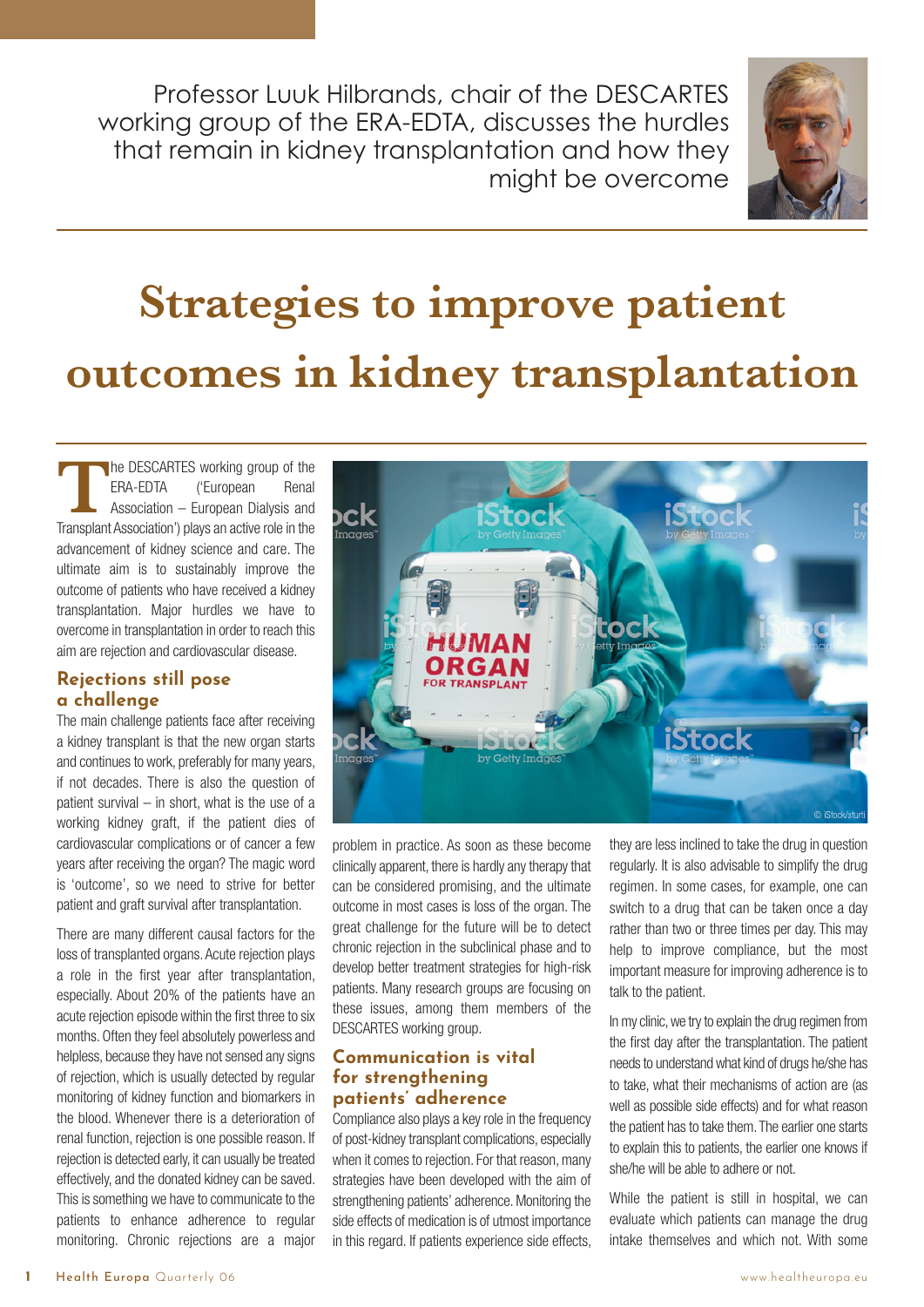Professor Luuk Hilbrands, chair of the DESCARTES working group of the ERA-EDTA, discusses the hurdles that remain in kidney transplantation and how they might be overcome

# Strategies to improve patient outcomes in kidney transplantation

The DESCARTES working group of the ERA-EDTA ('European Renal Association – European Dialysis and Transplant Association') plays an active role in the advancement of kidney science and care. The ultimate aim is to sustainably improve the outcome of patients who have received a kidney transplantation. Major hurdles we have to overcome in transplantation in order to reach this aim are rejection and cardiovascular disease.

## Rejections still pose a challenge

The main challenge patients face after receiving a kidney transplant is that the new organ starts and continues to work, preferably for many years, if not decades. There is also the question of patient survival – in short, what is the use of a working kidney graft, if the patient dies of cardiovascular complications or of cancer a few years after receiving the organ? The magic word is 'outcome', so we need to strive for better patient and graft survival after transplantation.

There are many different causal factors for the loss of transplanted organs. Acute rejection plays a role in the first year after transplantation, especially. About 20% of the patients have an acute rejection episode within the first three to six months. Often they feel absolutely powerless and helpless, because they have not sensed any signs of rejection, which is usually detected by regular monitoring of kidney function and biomarkers in the blood. Whenever there is a deterioration of renal function, rejection is one possible reason. If rejection is detected early, it can usually be treated effectively, and the donated kidney can be saved. This is something we have to communicate to the patients to enhance adherence to regular monitoring. Chronic rejections are a major problem in practice. As soon as these become clinically apparent, there is hardly any therapy that can be considered promising, and the ultimate outcome in most cases is loss of the organ. The great challenge for the future will be to detect chronic rejection in the subclinical phase and to develop better treatment strategies for high-risk patients. Many research groups are focusing on these issues, among them members of the DESCARTES working group.

## Communication is vital for strengthening patients' adherence

Compliance also plays a key role in the frequency of post-kidney transplant complications, especially when it comes to rejection. For that reason, many strategies have been developed with the aim of strengthening patients' adherence. Monitoring the side effects of medication is of utmost importance in this regard. If patients experience side effects, they are less inclined to take the drug in question regularly. It is also advisable to simplify the drug regimen. In some cases, for example, one can switch to a drug that can be taken once a day rather than two or three times per day. This may help to improve compliance, but the most important measure for improving adherence is to talk to the patient.

In my clinic, we try to explain the drug regimen from the first day after the transplantation. The patient needs to understand what kind of drugs he/she has to take, what their mechanisms of action are (as well as possible side effects) and for what reason the patient has to take them. The earlier one starts to explain this to patients, the earlier one knows if she/he will be able to adhere or not.

While the patient is still in hospital, we can evaluate which patients can manage the drug intake themselves and which not. With some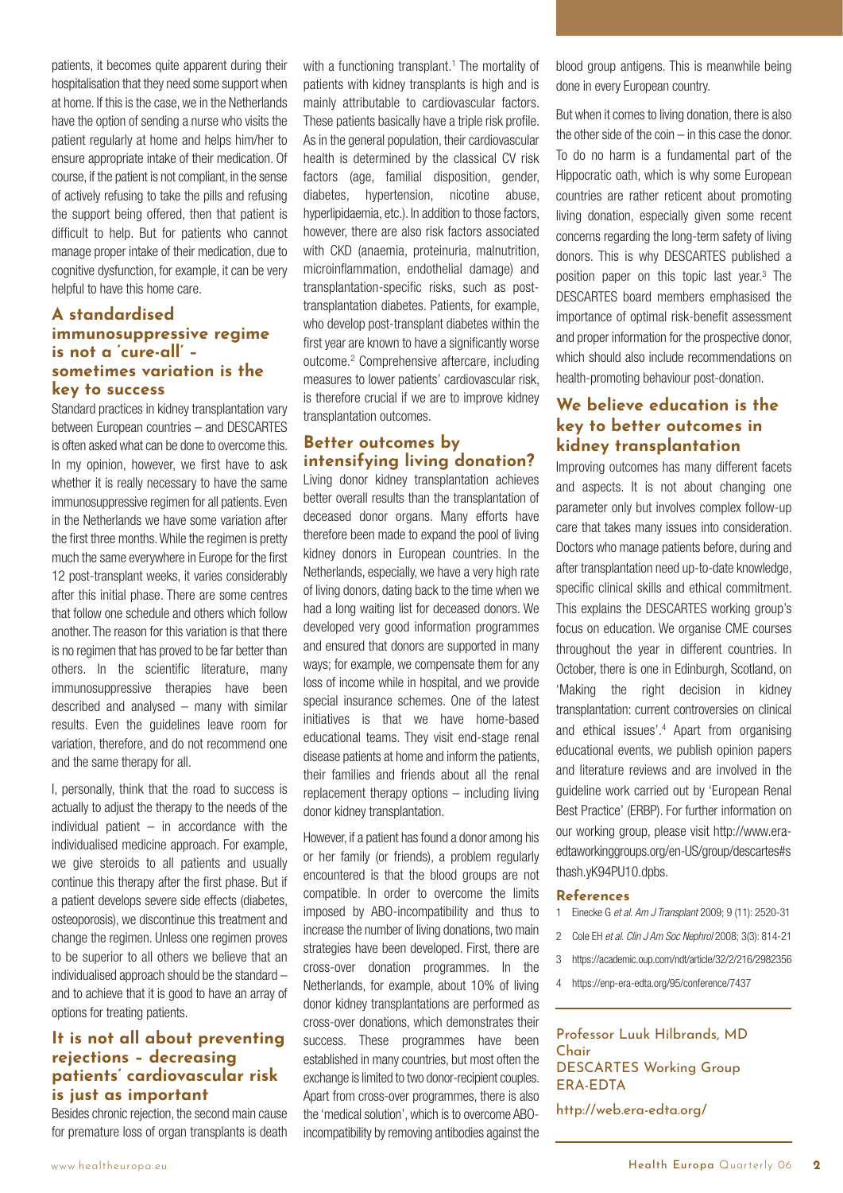patients, it becomes quite apparent during their hospitalisation that they need some support when at home. If this is the case, we in the Netherlands have the option of sending a nurse who visits the patient regularly at home and helps him/her to ensure appropriate intake of their medication. Of course, if the patient is not compliant, in the sense of actively refusing to take the pills and refusing the support being offered, then that patient is difficult to help. But for patients who cannot manage proper intake of their medication, due to cognitive dysfunction, for example, it can be very helpful to have this home care.

## A standardised immunosuppressive regime is not a 'cure-all' – sometimes variation is the key to success

Standard practices in kidney transplantation vary between European countries – and DESCARTES is often asked what can be done to overcome this. In my opinion, however, we first have to ask whether it is really necessary to have the same immunosuppressive regimen for all patients. Even in the Netherlands we have some variation after the first three months. While the regimen is pretty much the same everywhere in Europe for the first 12 post-transplant weeks, it varies considerably after this initial phase. There are some centres that follow one schedule and others which follow another. The reason for this variation is that there is no regimen that has proved to be far better than others. In the scientific literature, many immunosuppressive therapies have been described and analysed – many with similar results. Even the guidelines leave room for variation, therefore, and do not recommend one and the same therapy for all.

I, personally, think that the road to success is actually to adjust the therapy to the needs of the individual patient – in accordance with the individualised medicine approach. For example, we give steroids to all patients and usually continue this therapy after the first phase. But if a patient develops severe side effects (diabetes, osteoporosis), we discontinue this treatment and change the regimen. Unless one regimen proves to be superior to all others we believe that an individualised approach should be the standard – and to achieve that it is good to have an array of options for treating patients.

## It is not all about preventing rejections – decreasing patients' cardiovascular risk is just as important

Besides chronic rejection, the second main cause for premature loss of organ transplants is death with a functioning transplant.[1] The mortality of patients with kidney transplants is high and is mainly attributable to cardiovascular factors. These patients basically have a triple risk profile. As in the general population, their cardiovascular health is determined by the classical CV risk factors (age, familial disposition, gender, diabetes, hypertension, nicotine abuse, hyperlipidaemia, etc.). In addition to those factors, however, there are also risk factors associated with CKD (anaemia, proteinuria, malnutrition, microinflammation, endothelial damage) and transplantation-specific risks, such as post-transplantation diabetes. Patients, for example, who develop post-transplant diabetes within the first year are known to have a significantly worse outcome.[2] Comprehensive aftercare, including measures to lower patients' cardiovascular risk, is therefore crucial if we are to improve kidney transplantation outcomes.

## Better outcomes by intensifying living donation?

Living donor kidney transplantation achieves better overall results than the transplantation of deceased donor organs. Many efforts have therefore been made to expand the pool of living kidney donors in European countries. In the Netherlands, especially, we have a very high rate of living donors, dating back to the time when we had a long waiting list for deceased donors. We developed very good information programmes and ensured that donors are supported in many ways; for example, we compensate them for any loss of income while in hospital, and we provide special insurance schemes. One of the latest initiatives is that we have home-based educational teams. They visit end-stage renal disease patients at home and inform the patients, their families and friends about all the renal replacement therapy options – including living donor kidney transplantation.

However, if a patient has found a donor among his or her family (or friends), a problem regularly encountered is that the blood groups are not compatible. In order to overcome the limits imposed by ABO-incompatibility and thus to increase the number of living donations, two main strategies have been developed. First, there are cross-over donation programmes. In the Netherlands, for example, about 10% of living donor kidney transplantations are performed as cross-over donations, which demonstrates their success. These programmes have been established in many countries, but most often the exchange is limited to two donor-recipient couples. Apart from cross-over programmes, there is also the 'medical solution', which is to overcome ABO-incompatibility by removing antibodies against the blood group antigens. This is meanwhile being done in every European country.

But when it comes to living donation, there is also the other side of the coin – in this case the donor. To do no harm is a fundamental part of the Hippocratic oath, which is why some European countries are rather reticent about promoting living donation, especially given some recent concerns regarding the long-term safety of living donors. This is why DESCARTES published a position paper on this topic last year.[3] The DESCARTES board members emphasised the importance of optimal risk-benefit assessment and proper information for the prospective donor, which should also include recommendations on health-promoting behaviour post-donation.

## We believe education is the key to better outcomes in kidney transplantation

Improving outcomes has many different facets and aspects. It is not about changing one parameter only but involves complex follow-up care that takes many issues into consideration. Doctors who manage patients before, during and after transplantation need up-to-date knowledge, specific clinical skills and ethical commitment. This explains the DESCARTES working group's focus on education. We organise CME courses throughout the year in different countries. In October, there is one in Edinburgh, Scotland, on 'Making the right decision in kidney transplantation: current controversies on clinical and ethical issues'.[4] Apart from organising educational events, we publish opinion papers and literature reviews and are involved in the guideline work carried out by 'European Renal Best Practice' (ERBP). For further information on our working group, please visit http://www.era-edtaworkinggroups.org/en-US/group/descartes#sthash.yK94PU10.dpbs.

### References

1. Einecke G *et al. Am J Transplant* 2009; 9 (11): 2520-31
2. Cole EH *et al. Clin J Am Soc Nephrol* 2008; 3(3): 814-21
3. https://academic.oup.com/ndt/article/32/2/216/2982356
4. https://enp-era-edta.org/95/conference/7437

Professor Luuk Hilbrands, MD
Chair
DESCARTES Working Group
ERA-EDTA

http://web.era-edta.org/